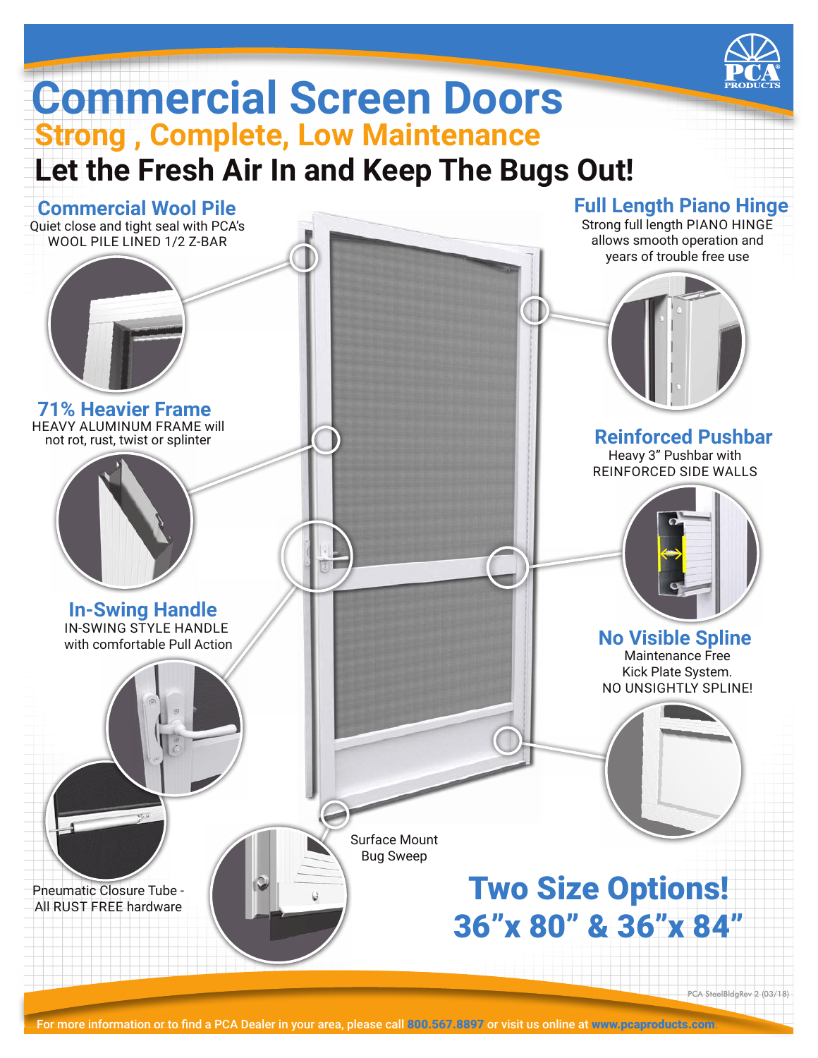# Commercial Screen Doors

## Strong , Complete, Low Maintenance

## Let the Fresh Air In and Keep The Bugs Out!

### Commercial Wool Pile

Quiet close and tight seal with PCA's WOOL PILE LINED 1/2 Z-BAR

### Full Length Piano Hinge

Strong full length PIANO HINGE allows smooth operation and years of trouble free use

### 71% Heavier Frame

HEAVY ALUMINUM FRAME will not rot, rust, twist or splinter

### Reinforced Pushbar

Heavy 3" Pushbar with REINFORCED SIDE WALLS

### In-Swing Handle

IN-SWING STYLE HANDLE with comfortable Pull Action

### No Visible Spline

Maintenance Free Kick Plate System. NO UNSIGHTLY SPLINE!

Pneumatic Closure Tube - All RUST FREE hardware

Surface Mount Bug Sweep

## Two Size Options! 36"x 80" & 36"x 84"

PCA SteelBldgRev 2 (03/18)

For more information or to find a PCA Dealer in your area, please call **800.567.8897** or visit us online at **www.pcaproducts.com**.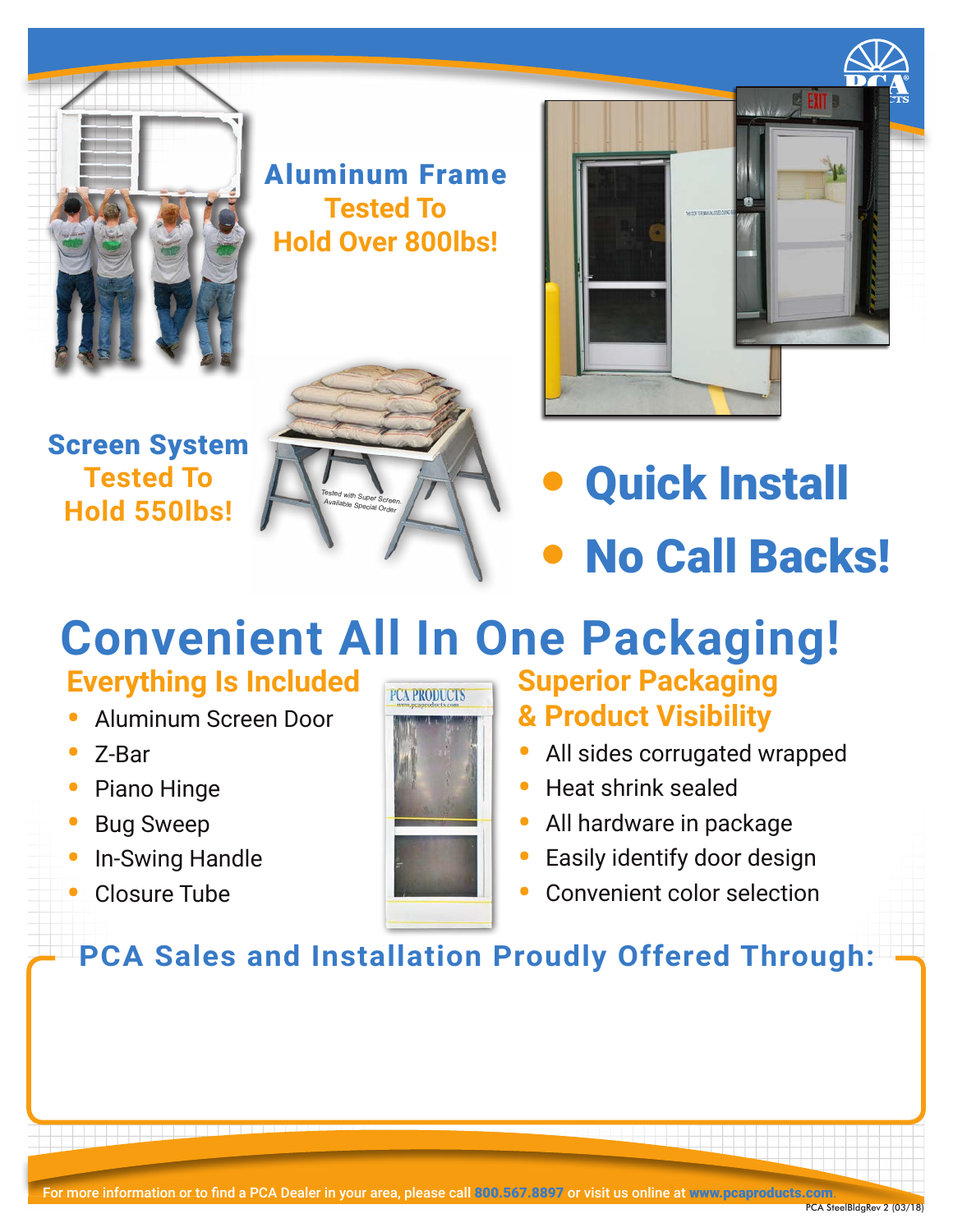## Aluminum Frame Tested To Hold Over 800lbs!

## Screen System Tested To Hold 550lbs!

Tested with Super Screen. Available Special Order

- **Quick Install**
- **No Call Backs!**

# Convenient All In One Packaging!

### Everything Is Included

- Aluminum Screen Door
- Z-Bar
- Piano Hinge
- Bug Sweep
- In-Swing Handle
- Closure Tube

PCA PRODUCTS
www.pcaproducts.com

### Superior Packaging & Product Visibility

- All sides corrugated wrapped
- Heat shrink sealed
- All hardware in package
- Easily identify door design
- Convenient color selection

## PCA Sales and Installation Proudly Offered Through:

For more information or to find a PCA Dealer in your area, please call **800.567.8897** or visit us online at **www.pcaproducts.com**.

PCA SteelBldgRev 2 (03/18)